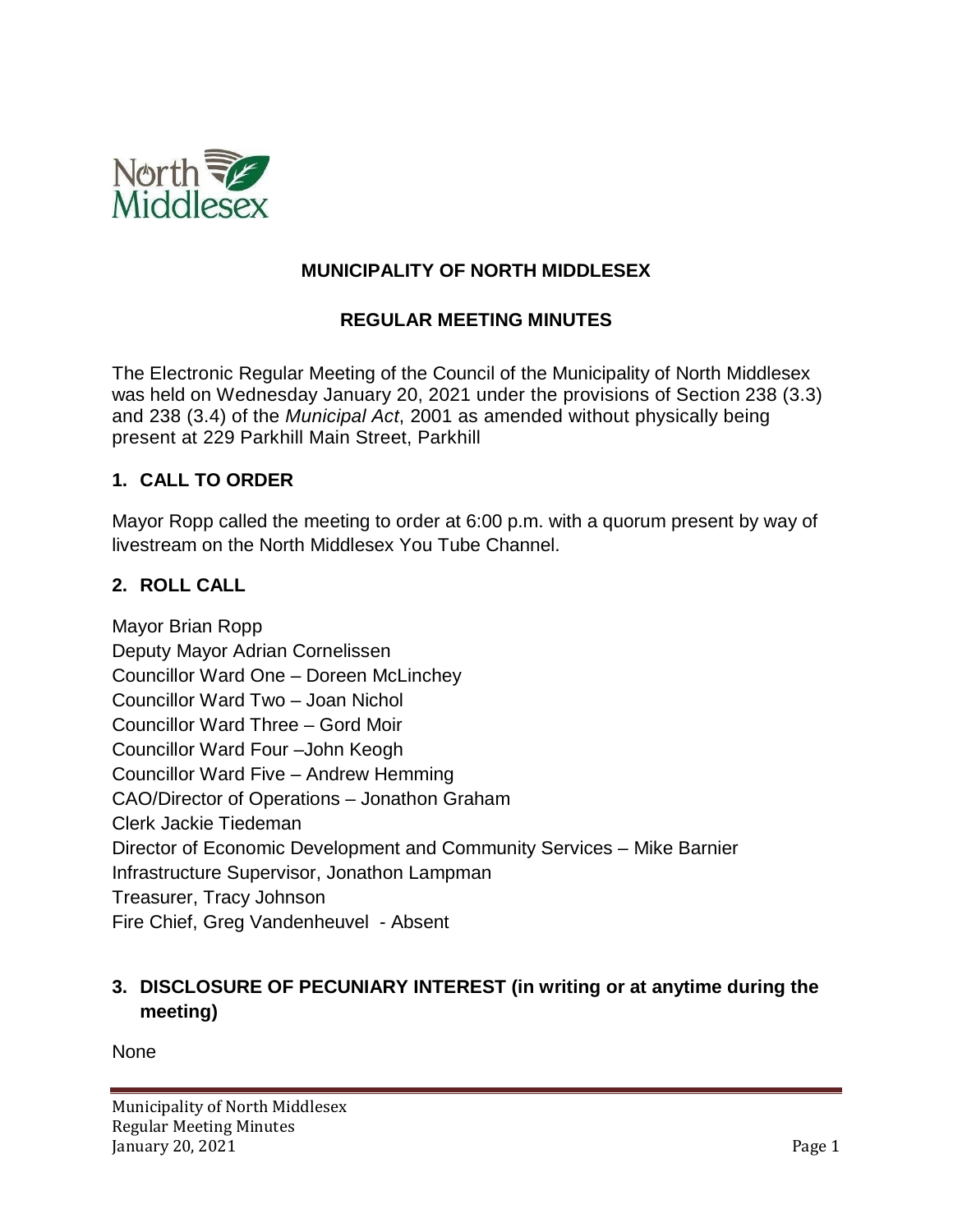# MUNICIPALITY OF NORTH MIDDLESEX

## REGULAR MEETING MINUTES

The Electronic Regular Meeting of the Council of the Municipality of North Middlesex was held on Wednesday January 20, 2021 under the provisions of Section 238 (3.3) and 238 (3.4) of the *Municipal Act*, 2001 as amended without physically being present at 229 Parkhill Main Street, Parkhill

### 1. CALL TO ORDER

Mayor Ropp called the meeting to order at 6:00 p.m. with a quorum present by way of livestream on the North Middlesex You Tube Channel.

### 2. ROLL CALL

Mayor Brian Ropp
Deputy Mayor Adrian Cornelissen
Councillor Ward One – Doreen McLinchey
Councillor Ward Two – Joan Nichol
Councillor Ward Three – Gord Moir
Councillor Ward Four –John Keogh
Councillor Ward Five – Andrew Hemming
CAO/Director of Operations – Jonathon Graham
Clerk Jackie Tiedeman
Director of Economic Development and Community Services – Mike Barnier
Infrastructure Supervisor, Jonathon Lampman
Treasurer, Tracy Johnson
Fire Chief, Greg Vandenheuvel - Absent

### 3. DISCLOSURE OF PECUNIARY INTEREST (in writing or at anytime during the meeting)

None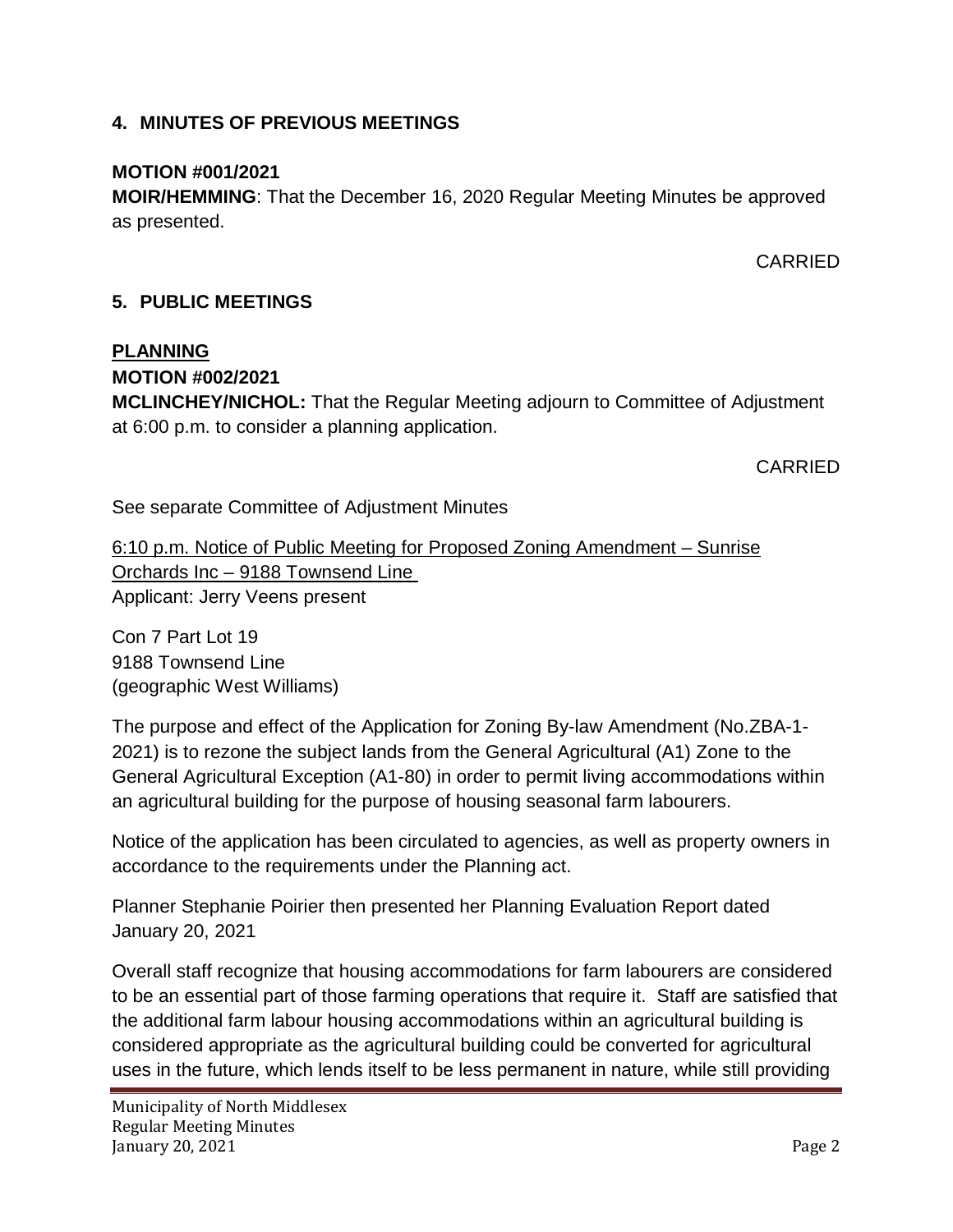## 4. MINUTES OF PREVIOUS MEETINGS

**MOTION #001/2021**
**MOIR/HEMMING**: That the December 16, 2020 Regular Meeting Minutes be approved as presented.

CARRIED

## 5. PUBLIC MEETINGS

**PLANNING**

**MOTION #002/2021**
**MCLINCHEY/NICHOL:** That the Regular Meeting adjourn to Committee of Adjustment at 6:00 p.m. to consider a planning application.

CARRIED

See separate Committee of Adjustment Minutes

6:10 p.m. Notice of Public Meeting for Proposed Zoning Amendment – Sunrise Orchards Inc – 9188 Townsend Line
Applicant: Jerry Veens present

Con 7 Part Lot 19
9188 Townsend Line
(geographic West Williams)

The purpose and effect of the Application for Zoning By-law Amendment (No.ZBA-1-2021) is to rezone the subject lands from the General Agricultural (A1) Zone to the General Agricultural Exception (A1-80) in order to permit living accommodations within an agricultural building for the purpose of housing seasonal farm labourers.

Notice of the application has been circulated to agencies, as well as property owners in accordance to the requirements under the Planning act.

Planner Stephanie Poirier then presented her Planning Evaluation Report dated January 20, 2021

Overall staff recognize that housing accommodations for farm labourers are considered to be an essential part of those farming operations that require it. Staff are satisfied that the additional farm labour housing accommodations within an agricultural building is considered appropriate as the agricultural building could be converted for agricultural uses in the future, which lends itself to be less permanent in nature, while still providing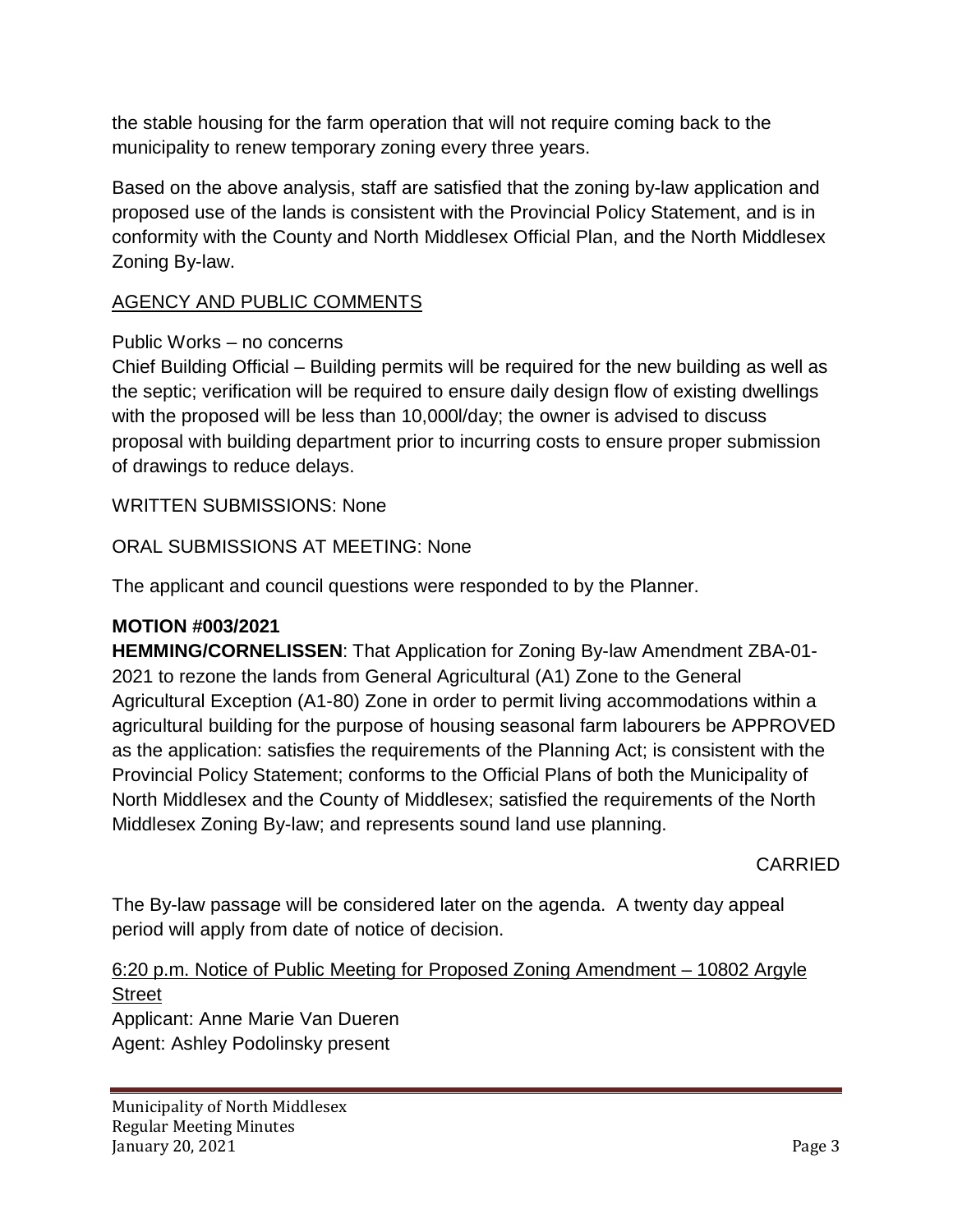the stable housing for the farm operation that will not require coming back to the municipality to renew temporary zoning every three years.

Based on the above analysis, staff are satisfied that the zoning by-law application and proposed use of the lands is consistent with the Provincial Policy Statement, and is in conformity with the County and North Middlesex Official Plan, and the North Middlesex Zoning By-law.

AGENCY AND PUBLIC COMMENTS

Public Works – no concerns
Chief Building Official – Building permits will be required for the new building as well as the septic; verification will be required to ensure daily design flow of existing dwellings with the proposed will be less than 10,000l/day; the owner is advised to discuss proposal with building department prior to incurring costs to ensure proper submission of drawings to reduce delays.

WRITTEN SUBMISSIONS: None

ORAL SUBMISSIONS AT MEETING: None

The applicant and council questions were responded to by the Planner.

**MOTION #003/2021**
**HEMMING/CORNELISSEN**: That Application for Zoning By-law Amendment ZBA-01-2021 to rezone the lands from General Agricultural (A1) Zone to the General Agricultural Exception (A1-80) Zone in order to permit living accommodations within a agricultural building for the purpose of housing seasonal farm labourers be APPROVED as the application: satisfies the requirements of the Planning Act; is consistent with the Provincial Policy Statement; conforms to the Official Plans of both the Municipality of North Middlesex and the County of Middlesex; satisfied the requirements of the North Middlesex Zoning By-law; and represents sound land use planning.

CARRIED

The By-law passage will be considered later on the agenda. A twenty day appeal period will apply from date of notice of decision.

6:20 p.m. Notice of Public Meeting for Proposed Zoning Amendment – 10802 Argyle Street
Applicant: Anne Marie Van Dueren
Agent: Ashley Podolinsky present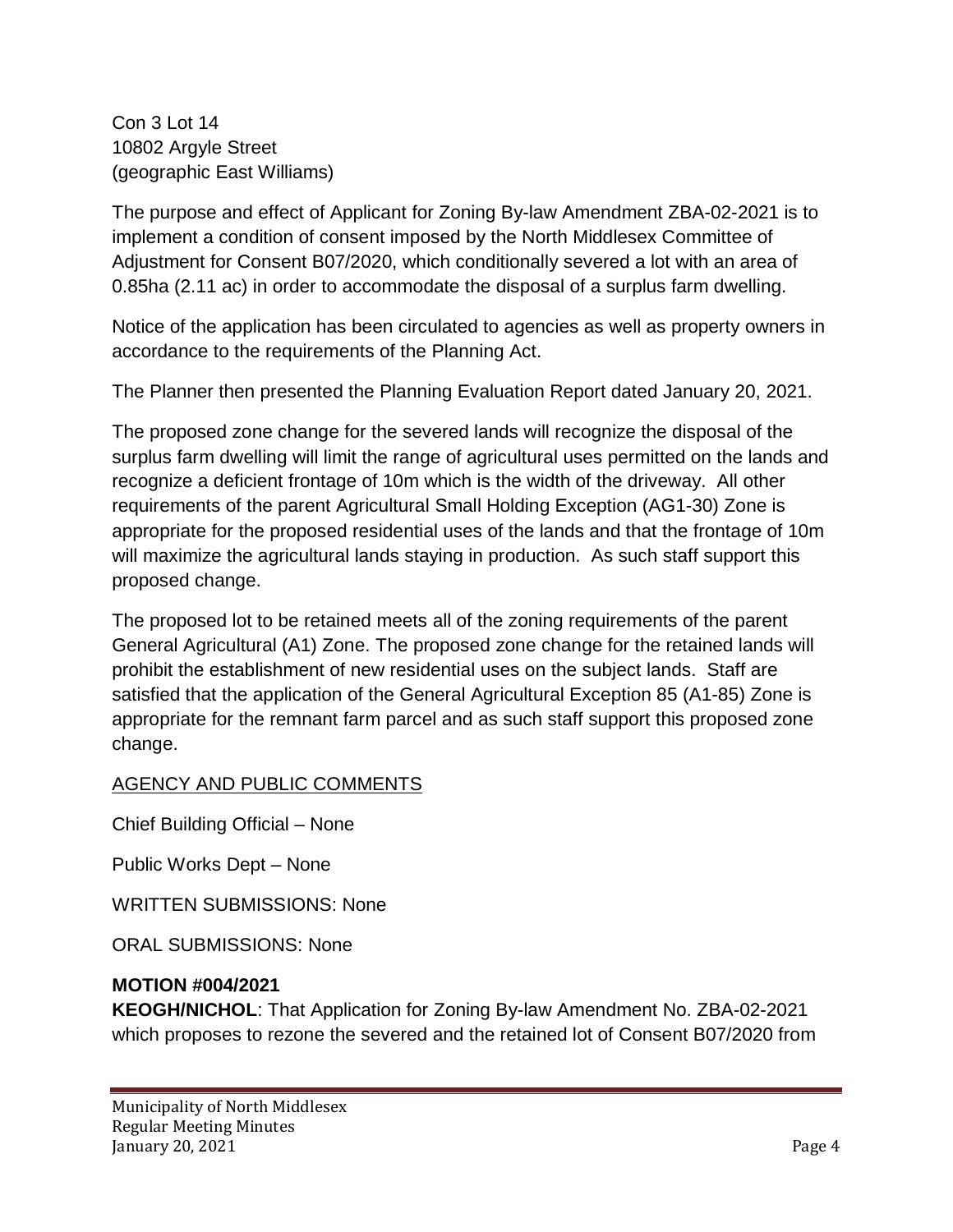Con 3 Lot 14
10802 Argyle Street
(geographic East Williams)

The purpose and effect of Applicant for Zoning By-law Amendment ZBA-02-2021 is to implement a condition of consent imposed by the North Middlesex Committee of Adjustment for Consent B07/2020, which conditionally severed a lot with an area of 0.85ha (2.11 ac) in order to accommodate the disposal of a surplus farm dwelling.

Notice of the application has been circulated to agencies as well as property owners in accordance to the requirements of the Planning Act.

The Planner then presented the Planning Evaluation Report dated January 20, 2021.

The proposed zone change for the severed lands will recognize the disposal of the surplus farm dwelling will limit the range of agricultural uses permitted on the lands and recognize a deficient frontage of 10m which is the width of the driveway. All other requirements of the parent Agricultural Small Holding Exception (AG1-30) Zone is appropriate for the proposed residential uses of the lands and that the frontage of 10m will maximize the agricultural lands staying in production. As such staff support this proposed change.

The proposed lot to be retained meets all of the zoning requirements of the parent General Agricultural (A1) Zone. The proposed zone change for the retained lands will prohibit the establishment of new residential uses on the subject lands. Staff are satisfied that the application of the General Agricultural Exception 85 (A1-85) Zone is appropriate for the remnant farm parcel and as such staff support this proposed zone change.

<u>AGENCY AND PUBLIC COMMENTS</u>

Chief Building Official – None

Public Works Dept – None

WRITTEN SUBMISSIONS: None

ORAL SUBMISSIONS: None

**MOTION #004/2021**
**KEOGH/NICHOL**: That Application for Zoning By-law Amendment No. ZBA-02-2021 which proposes to rezone the severed and the retained lot of Consent B07/2020 from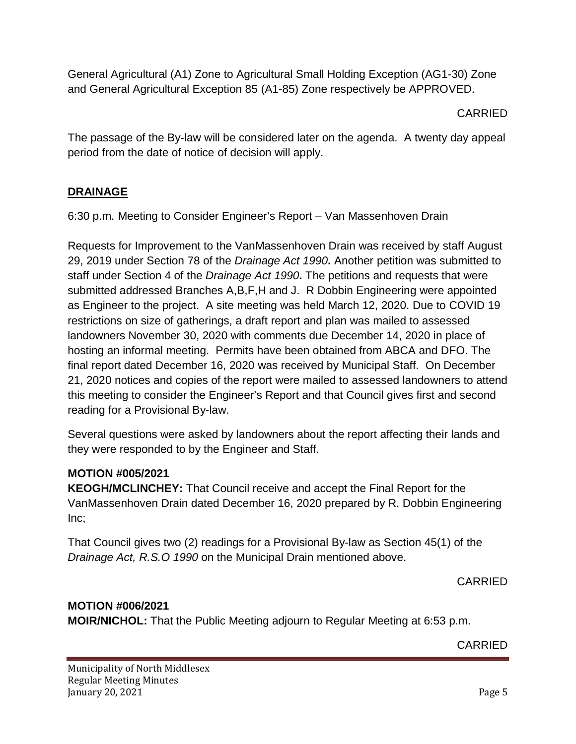General Agricultural (A1) Zone to Agricultural Small Holding Exception (AG1-30) Zone and General Agricultural Exception 85 (A1-85) Zone respectively be APPROVED.

CARRIED

The passage of the By-law will be considered later on the agenda. A twenty day appeal period from the date of notice of decision will apply.

## DRAINAGE

6:30 p.m. Meeting to Consider Engineer's Report – Van Massenhoven Drain

Requests for Improvement to the VanMassenhoven Drain was received by staff August 29, 2019 under Section 78 of the *Drainage Act 1990***.** Another petition was submitted to staff under Section 4 of the *Drainage Act 1990***.** The petitions and requests that were submitted addressed Branches A,B,F,H and J. R Dobbin Engineering were appointed as Engineer to the project. A site meeting was held March 12, 2020. Due to COVID 19 restrictions on size of gatherings, a draft report and plan was mailed to assessed landowners November 30, 2020 with comments due December 14, 2020 in place of hosting an informal meeting. Permits have been obtained from ABCA and DFO. The final report dated December 16, 2020 was received by Municipal Staff. On December 21, 2020 notices and copies of the report were mailed to assessed landowners to attend this meeting to consider the Engineer's Report and that Council gives first and second reading for a Provisional By-law.

Several questions were asked by landowners about the report affecting their lands and they were responded to by the Engineer and Staff.

**MOTION #005/2021**

**KEOGH/MCLINCHEY:** That Council receive and accept the Final Report for the VanMassenhoven Drain dated December 16, 2020 prepared by R. Dobbin Engineering Inc;

That Council gives two (2) readings for a Provisional By-law as Section 45(1) of the *Drainage Act, R.S.O 1990* on the Municipal Drain mentioned above.

CARRIED

**MOTION #006/2021**

**MOIR/NICHOL:** That the Public Meeting adjourn to Regular Meeting at 6:53 p.m.

CARRIED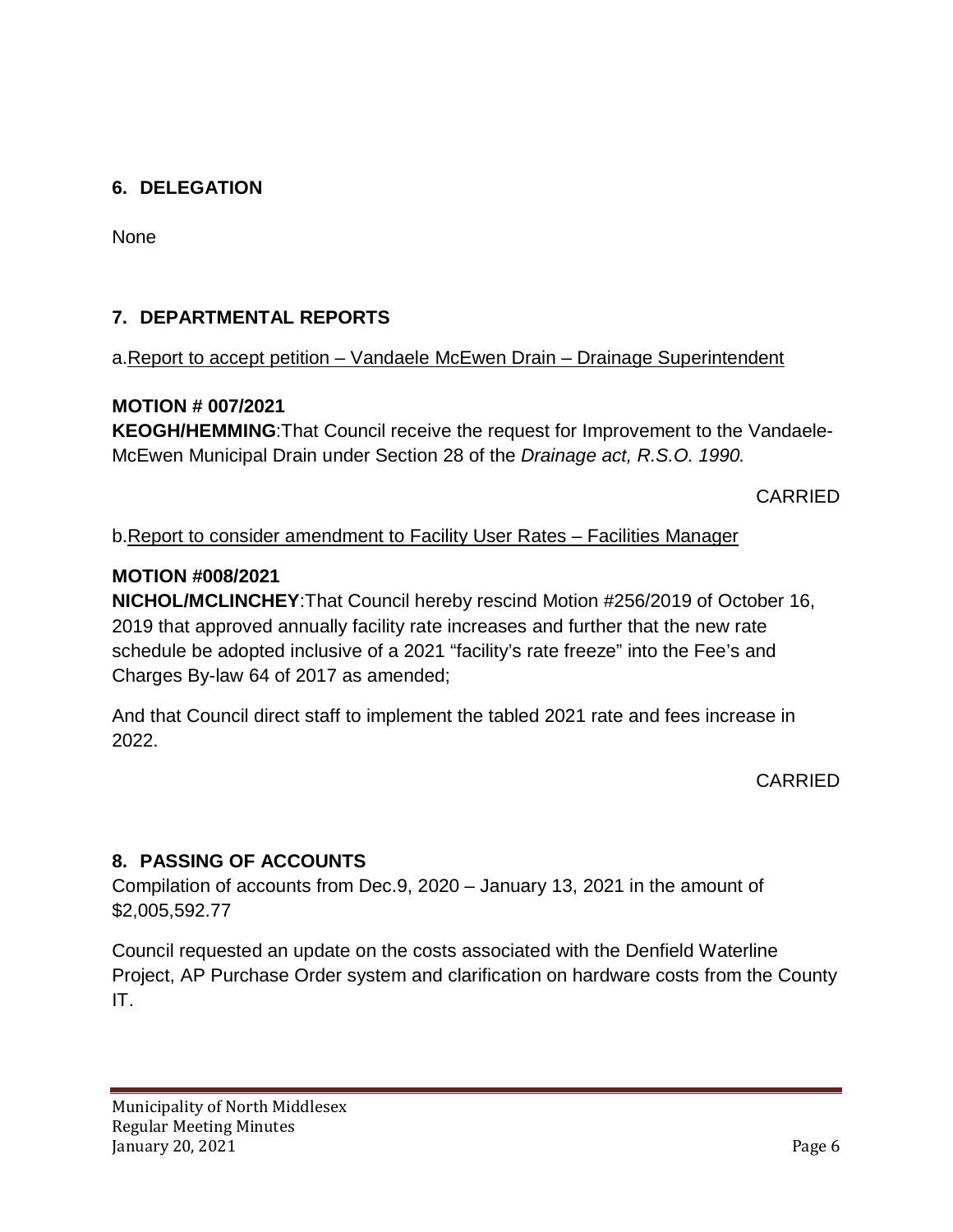## 6. DELEGATION

None

## 7. DEPARTMENTAL REPORTS

a. Report to accept petition – Vandaele McEwen Drain – Drainage Superintendent

**MOTION # 007/2021**

**KEOGH/HEMMING**:That Council receive the request for Improvement to the Vandaele-McEwen Municipal Drain under Section 28 of the *Drainage act, R.S.O. 1990.*

CARRIED

b. Report to consider amendment to Facility User Rates – Facilities Manager

**MOTION #008/2021**

**NICHOL/MCLINCHEY**:That Council hereby rescind Motion #256/2019 of October 16, 2019 that approved annually facility rate increases and further that the new rate schedule be adopted inclusive of a 2021 "facility's rate freeze" into the Fee's and Charges By-law 64 of 2017 as amended;

And that Council direct staff to implement the tabled 2021 rate and fees increase in 2022.

CARRIED

## 8. PASSING OF ACCOUNTS

Compilation of accounts from Dec.9, 2020 – January 13, 2021 in the amount of $2,005,592.77

Council requested an update on the costs associated with the Denfield Waterline Project, AP Purchase Order system and clarification on hardware costs from the County IT.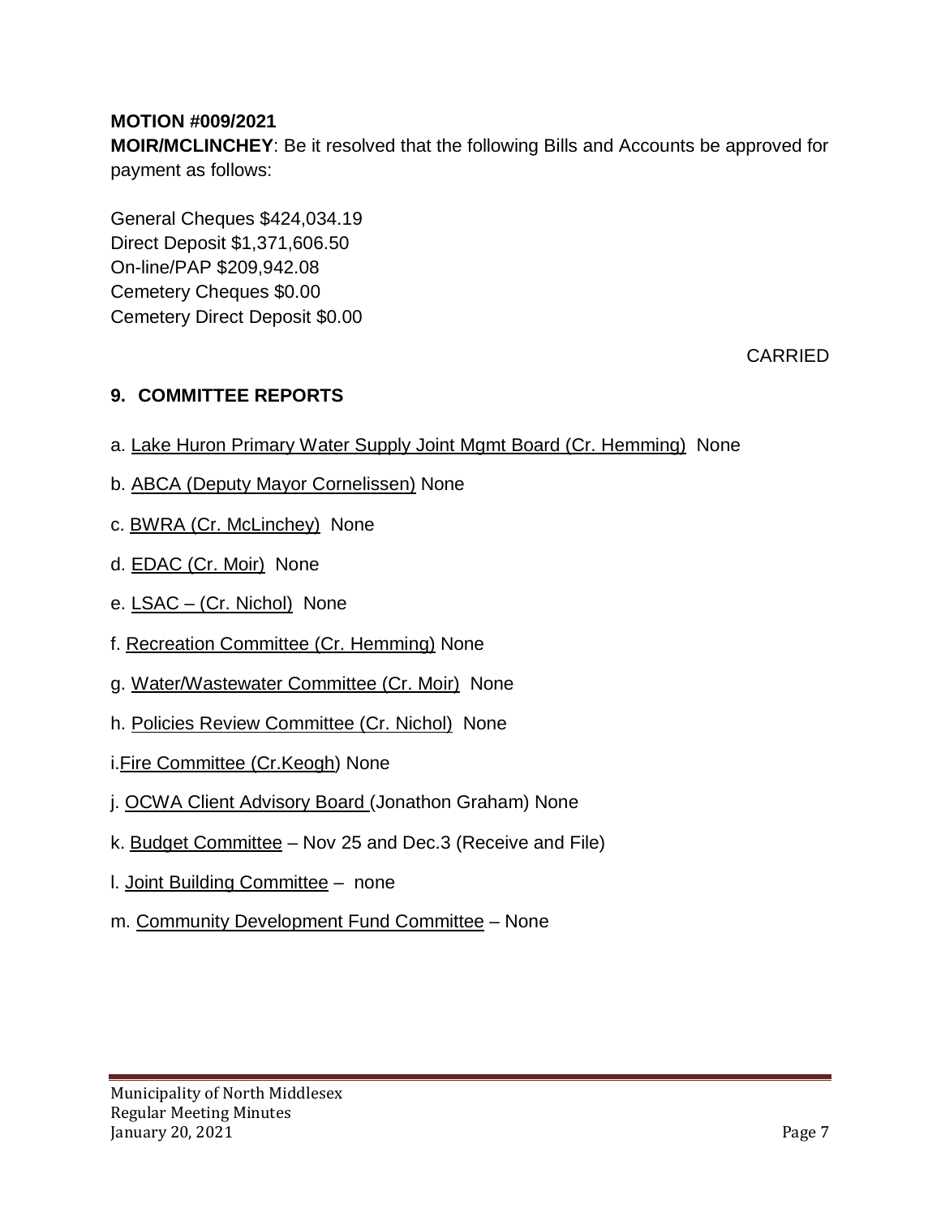**MOTION #009/2021**

**MOIR/MCLINCHEY**: Be it resolved that the following Bills and Accounts be approved for payment as follows:

General Cheques $424,034.19
Direct Deposit $1,371,606.50
On-line/PAP $209,942.08
Cemetery Cheques $0.00
Cemetery Direct Deposit $0.00

CARRIED

## 9. COMMITTEE REPORTS

a. Lake Huron Primary Water Supply Joint Mgmt Board (Cr. Hemming) None

b. ABCA (Deputy Mayor Cornelissen) None

c. BWRA (Cr. McLinchey) None

d. EDAC (Cr. Moir) None

e. LSAC – (Cr. Nichol) None

f. Recreation Committee (Cr. Hemming) None

g. Water/Wastewater Committee (Cr. Moir) None

h. Policies Review Committee (Cr. Nichol) None

i. Fire Committee (Cr.Keogh) None

j. OCWA Client Advisory Board (Jonathon Graham) None

k. Budget Committee – Nov 25 and Dec.3 (Receive and File)

l. Joint Building Committee – none

m. Community Development Fund Committee – None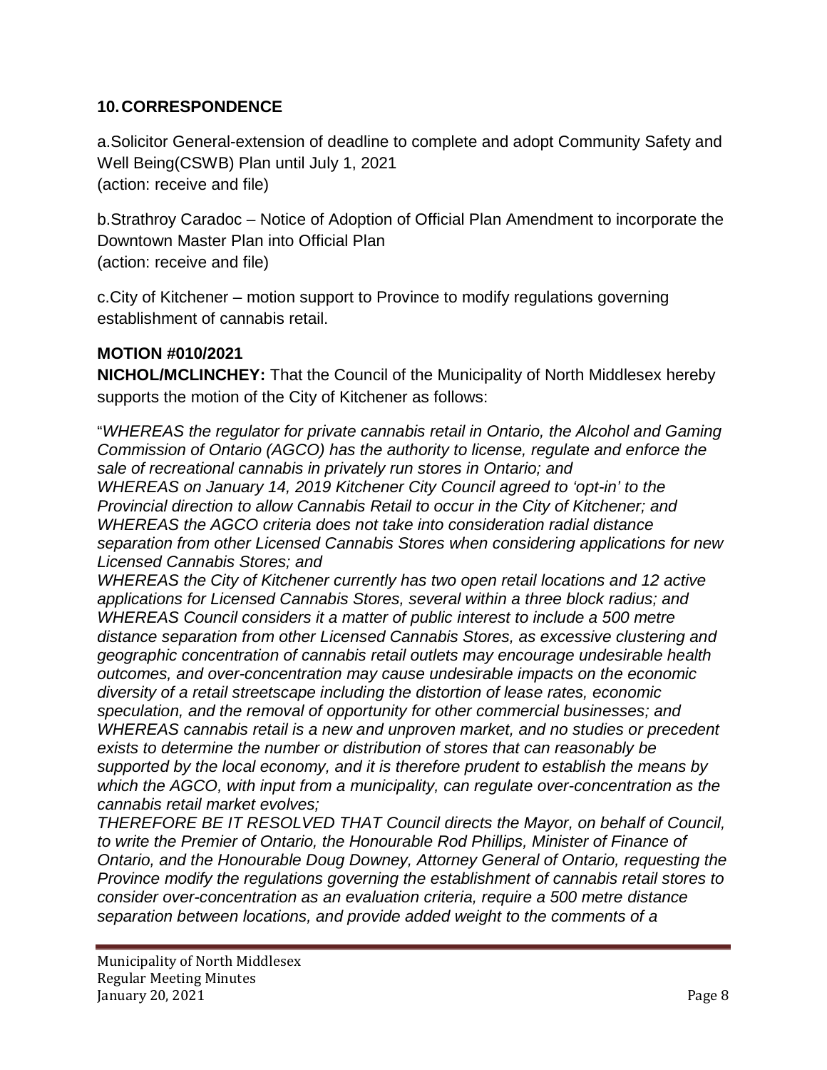## 10. CORRESPONDENCE

a.Solicitor General-extension of deadline to complete and adopt Community Safety and Well Being(CSWB) Plan until July 1, 2021
(action: receive and file)

b.Strathroy Caradoc – Notice of Adoption of Official Plan Amendment to incorporate the Downtown Master Plan into Official Plan
(action: receive and file)

c.City of Kitchener – motion support to Province to modify regulations governing establishment of cannabis retail.

**MOTION #010/2021**

**NICHOL/MCLINCHEY:** That the Council of the Municipality of North Middlesex hereby supports the motion of the City of Kitchener as follows:

"*WHEREAS the regulator for private cannabis retail in Ontario, the Alcohol and Gaming Commission of Ontario (AGCO) has the authority to license, regulate and enforce the sale of recreational cannabis in privately run stores in Ontario; and*
*WHEREAS on January 14, 2019 Kitchener City Council agreed to 'opt-in' to the Provincial direction to allow Cannabis Retail to occur in the City of Kitchener; and*
*WHEREAS the AGCO criteria does not take into consideration radial distance separation from other Licensed Cannabis Stores when considering applications for new Licensed Cannabis Stores; and*
*WHEREAS the City of Kitchener currently has two open retail locations and 12 active applications for Licensed Cannabis Stores, several within a three block radius; and*
*WHEREAS Council considers it a matter of public interest to include a 500 metre distance separation from other Licensed Cannabis Stores, as excessive clustering and geographic concentration of cannabis retail outlets may encourage undesirable health outcomes, and over-concentration may cause undesirable impacts on the economic diversity of a retail streetscape including the distortion of lease rates, economic speculation, and the removal of opportunity for other commercial businesses; and*
*WHEREAS cannabis retail is a new and unproven market, and no studies or precedent exists to determine the number or distribution of stores that can reasonably be supported by the local economy, and it is therefore prudent to establish the means by which the AGCO, with input from a municipality, can regulate over-concentration as the cannabis retail market evolves;*
*THEREFORE BE IT RESOLVED THAT Council directs the Mayor, on behalf of Council, to write the Premier of Ontario, the Honourable Rod Phillips, Minister of Finance of Ontario, and the Honourable Doug Downey, Attorney General of Ontario, requesting the Province modify the regulations governing the establishment of cannabis retail stores to consider over-concentration as an evaluation criteria, require a 500 metre distance separation between locations, and provide added weight to the comments of a*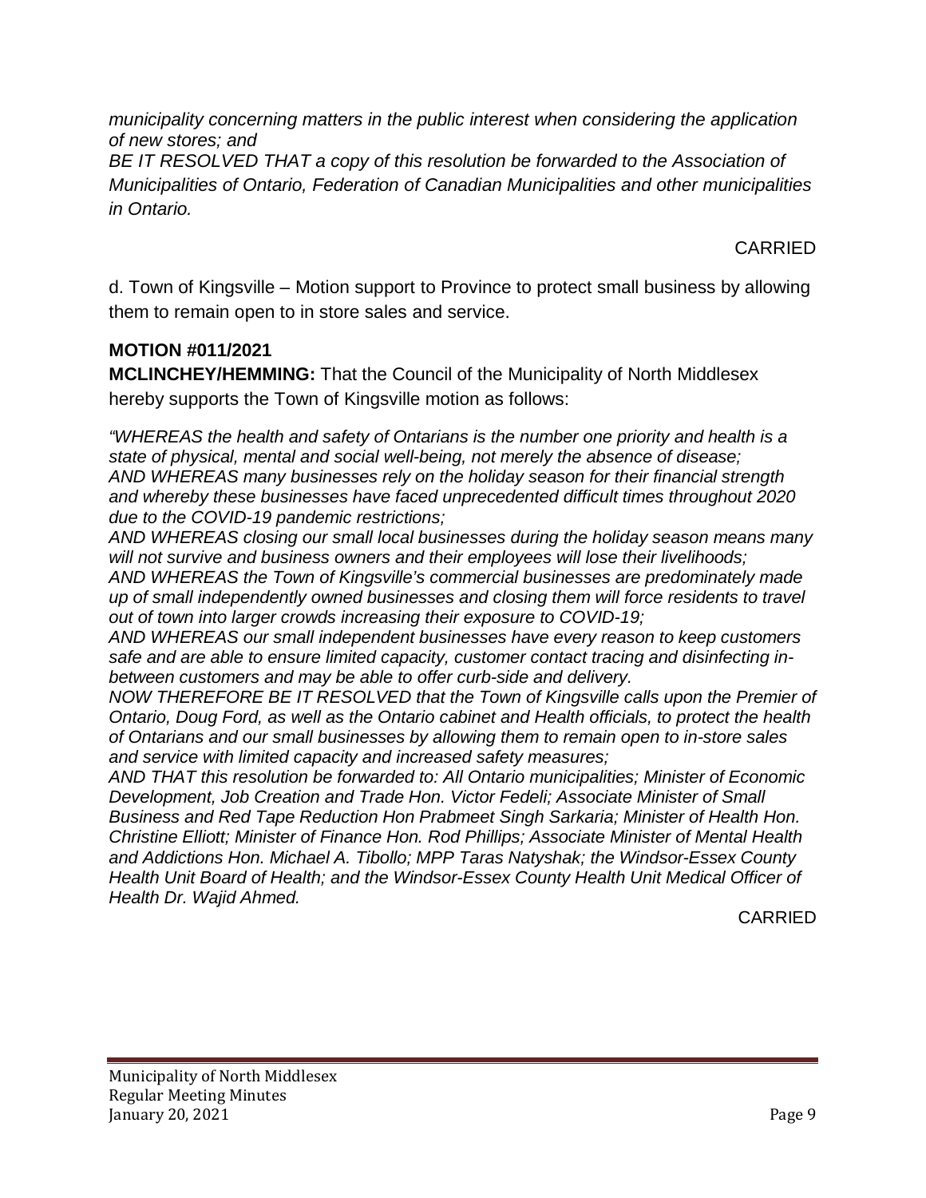*municipality concerning matters in the public interest when considering the application of new stores; and*

*BE IT RESOLVED THAT a copy of this resolution be forwarded to the Association of Municipalities of Ontario, Federation of Canadian Municipalities and other municipalities in Ontario.*

CARRIED

d. Town of Kingsville – Motion support to Province to protect small business by allowing them to remain open to in store sales and service.

**MOTION #011/2021**

**MCLINCHEY/HEMMING:** That the Council of the Municipality of North Middlesex hereby supports the Town of Kingsville motion as follows:

*"WHEREAS the health and safety of Ontarians is the number one priority and health is a state of physical, mental and social well-being, not merely the absence of disease;*
*AND WHEREAS many businesses rely on the holiday season for their financial strength and whereby these businesses have faced unprecedented difficult times throughout 2020 due to the COVID-19 pandemic restrictions;*
*AND WHEREAS closing our small local businesses during the holiday season means many will not survive and business owners and their employees will lose their livelihoods;*
*AND WHEREAS the Town of Kingsville's commercial businesses are predominately made up of small independently owned businesses and closing them will force residents to travel out of town into larger crowds increasing their exposure to COVID-19;*
*AND WHEREAS our small independent businesses have every reason to keep customers safe and are able to ensure limited capacity, customer contact tracing and disinfecting in-between customers and may be able to offer curb-side and delivery.*
*NOW THEREFORE BE IT RESOLVED that the Town of Kingsville calls upon the Premier of Ontario, Doug Ford, as well as the Ontario cabinet and Health officials, to protect the health of Ontarians and our small businesses by allowing them to remain open to in-store sales and service with limited capacity and increased safety measures;*
*AND THAT this resolution be forwarded to: All Ontario municipalities; Minister of Economic Development, Job Creation and Trade Hon. Victor Fedeli; Associate Minister of Small Business and Red Tape Reduction Hon Prabmeet Singh Sarkaria; Minister of Health Hon. Christine Elliott; Minister of Finance Hon. Rod Phillips; Associate Minister of Mental Health and Addictions Hon. Michael A. Tibollo; MPP Taras Natyshak; the Windsor-Essex County Health Unit Board of Health; and the Windsor-Essex County Health Unit Medical Officer of Health Dr. Wajid Ahmed.*

CARRIED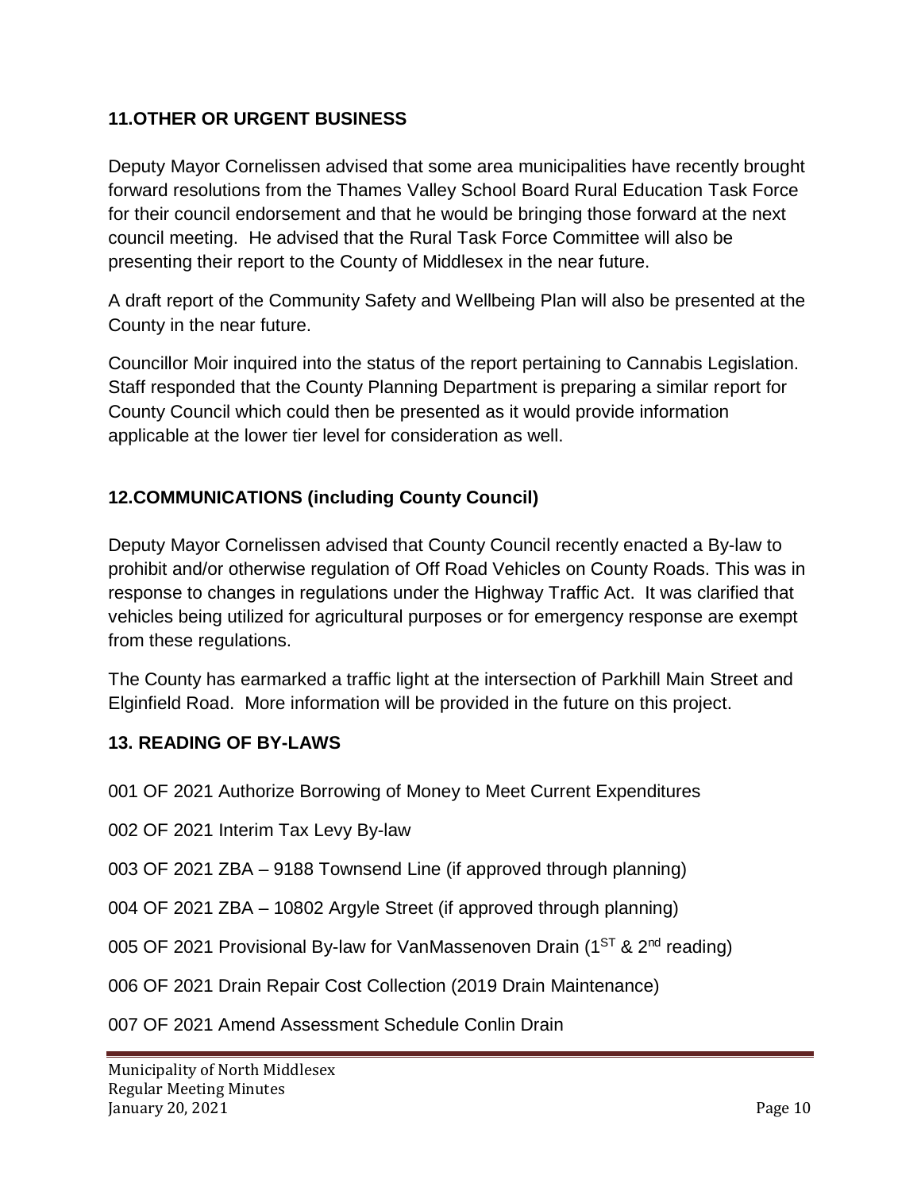## 11.OTHER OR URGENT BUSINESS

Deputy Mayor Cornelissen advised that some area municipalities have recently brought forward resolutions from the Thames Valley School Board Rural Education Task Force for their council endorsement and that he would be bringing those forward at the next council meeting. He advised that the Rural Task Force Committee will also be presenting their report to the County of Middlesex in the near future.

A draft report of the Community Safety and Wellbeing Plan will also be presented at the County in the near future.

Councillor Moir inquired into the status of the report pertaining to Cannabis Legislation. Staff responded that the County Planning Department is preparing a similar report for County Council which could then be presented as it would provide information applicable at the lower tier level for consideration as well.

## 12.COMMUNICATIONS (including County Council)

Deputy Mayor Cornelissen advised that County Council recently enacted a By-law to prohibit and/or otherwise regulation of Off Road Vehicles on County Roads. This was in response to changes in regulations under the Highway Traffic Act. It was clarified that vehicles being utilized for agricultural purposes or for emergency response are exempt from these regulations.

The County has earmarked a traffic light at the intersection of Parkhill Main Street and Elginfield Road. More information will be provided in the future on this project.

## 13. READING OF BY-LAWS

001 OF 2021 Authorize Borrowing of Money to Meet Current Expenditures

002 OF 2021 Interim Tax Levy By-law

003 OF 2021 ZBA – 9188 Townsend Line (if approved through planning)

004 OF 2021 ZBA – 10802 Argyle Street (if approved through planning)

005 OF 2021 Provisional By-law for VanMassenoven Drain (1ST & 2nd reading)

006 OF 2021 Drain Repair Cost Collection (2019 Drain Maintenance)

007 OF 2021 Amend Assessment Schedule Conlin Drain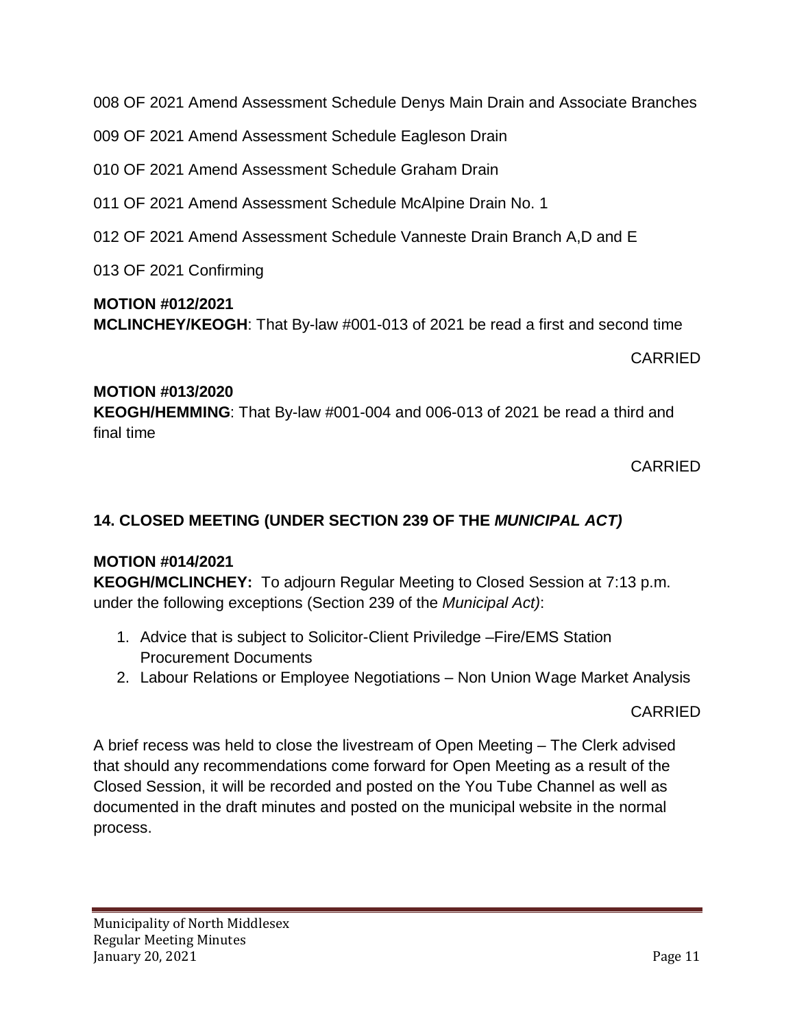008 OF 2021 Amend Assessment Schedule Denys Main Drain and Associate Branches

009 OF 2021 Amend Assessment Schedule Eagleson Drain

010 OF 2021 Amend Assessment Schedule Graham Drain

011 OF 2021 Amend Assessment Schedule McAlpine Drain No. 1

012 OF 2021 Amend Assessment Schedule Vanneste Drain Branch A,D and E

013 OF 2021 Confirming

**MOTION #012/2021**
**MCLINCHEY/KEOGH**: That By-law #001-013 of 2021 be read a first and second time

CARRIED

**MOTION #013/2020**
**KEOGH/HEMMING**: That By-law #001-004 and 006-013 of 2021 be read a third and final time

CARRIED

## 14. CLOSED MEETING (UNDER SECTION 239 OF THE *MUNICIPAL ACT)*

**MOTION #014/2021**
**KEOGH/MCLINCHEY:** To adjourn Regular Meeting to Closed Session at 7:13 p.m. under the following exceptions (Section 239 of the *Municipal Act)*:

1. Advice that is subject to Solicitor-Client Priviledge –Fire/EMS Station Procurement Documents
2. Labour Relations or Employee Negotiations – Non Union Wage Market Analysis

CARRIED

A brief recess was held to close the livestream of Open Meeting – The Clerk advised that should any recommendations come forward for Open Meeting as a result of the Closed Session, it will be recorded and posted on the You Tube Channel as well as documented in the draft minutes and posted on the municipal website in the normal process.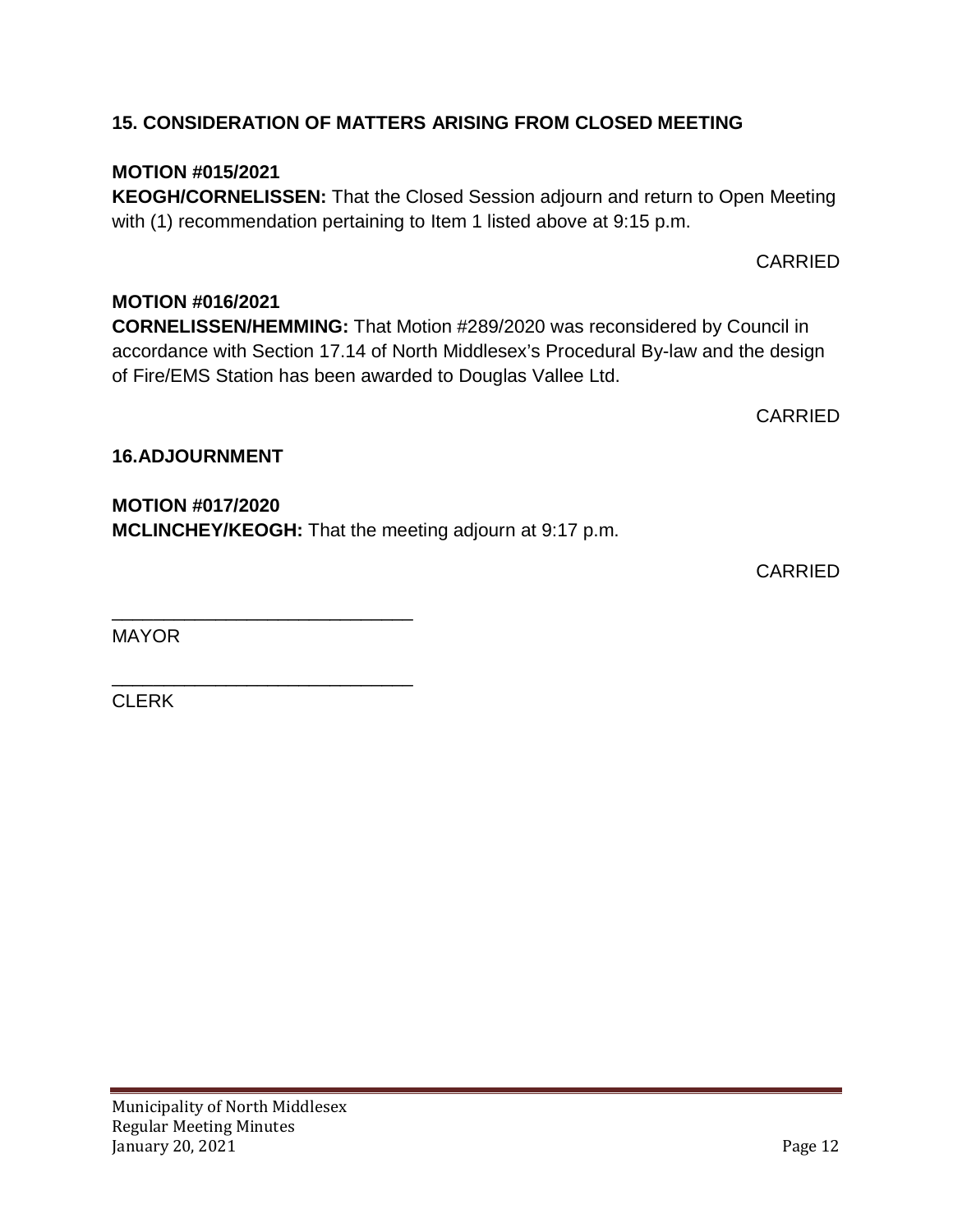## 15. CONSIDERATION OF MATTERS ARISING FROM CLOSED MEETING

**MOTION #015/2021**
**KEOGH/CORNELISSEN:** That the Closed Session adjourn and return to Open Meeting with (1) recommendation pertaining to Item 1 listed above at 9:15 p.m.

CARRIED

**MOTION #016/2021**
**CORNELISSEN/HEMMING:** That Motion #289/2020 was reconsidered by Council in accordance with Section 17.14 of North Middlesex's Procedural By-law and the design of Fire/EMS Station has been awarded to Douglas Vallee Ltd.

CARRIED

## 16.ADJOURNMENT

**MOTION #017/2020**
**MCLINCHEY/KEOGH:** That the meeting adjourn at 9:17 p.m.

CARRIED

_____________________________
MAYOR

_____________________________
CLERK